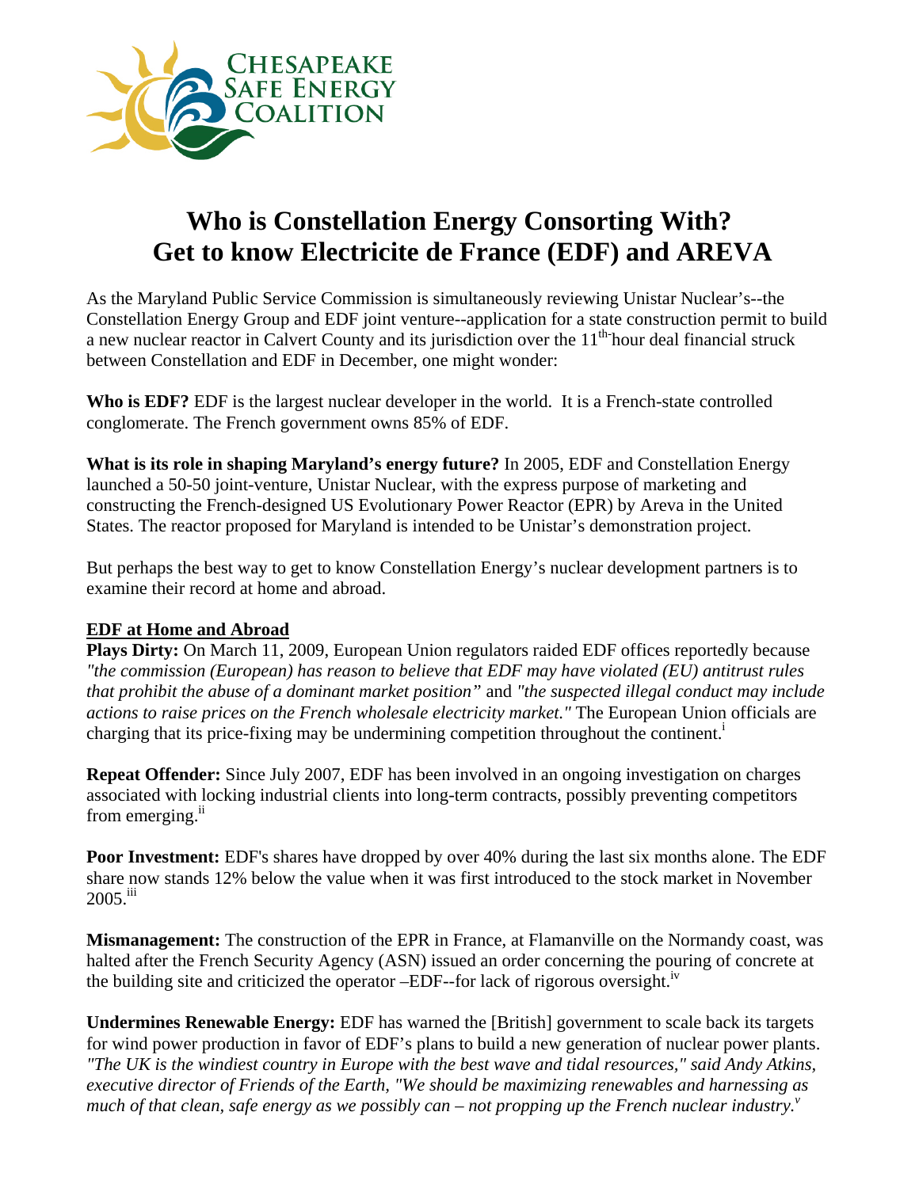Chesapeake Safe Energy Coalition

# Who is Constellation Energy Consorting With? Get to know Electricite de France (EDF) and AREVA

As the Maryland Public Service Commission is simultaneously reviewing Unistar Nuclear's--the Constellation Energy Group and EDF joint venture--application for a state construction permit to build a new nuclear reactor in Calvert County and its jurisdiction over the $11^{th}$ hour deal financial struck between Constellation and EDF in December, one might wonder:

**Who is EDF?** EDF is the largest nuclear developer in the world. It is a French-state controlled conglomerate. The French government owns 85% of EDF.

**What is its role in shaping Maryland's energy future?** In 2005, EDF and Constellation Energy launched a 50-50 joint-venture, Unistar Nuclear, with the express purpose of marketing and constructing the French-designed US Evolutionary Power Reactor (EPR) by Areva in the United States. The reactor proposed for Maryland is intended to be Unistar's demonstration project.

But perhaps the best way to get to know Constellation Energy's nuclear development partners is to examine their record at home and abroad.

## EDF at Home and Abroad

**Plays Dirty:** On March 11, 2009, European Union regulators raided EDF offices reportedly because *"the commission (European) has reason to believe that EDF may have violated (EU) antitrust rules that prohibit the abuse of a dominant market position"* and *"the suspected illegal conduct may include actions to raise prices on the French wholesale electricity market."* The European Union officials are charging that its price-fixing may be undermining competition throughout the continent.[i]

**Repeat Offender:** Since July 2007, EDF has been involved in an ongoing investigation on charges associated with locking industrial clients into long-term contracts, possibly preventing competitors from emerging.[ii]

**Poor Investment:** EDF's shares have dropped by over 40% during the last six months alone. The EDF share now stands 12% below the value when it was first introduced to the stock market in November 2005.[iii]

**Mismanagement:** The construction of the EPR in France, at Flamanville on the Normandy coast, was halted after the French Security Agency (ASN) issued an order concerning the pouring of concrete at the building site and criticized the operator –EDF--for lack of rigorous oversight.[iv]

**Undermines Renewable Energy:** EDF has warned the [British] government to scale back its targets for wind power production in favor of EDF's plans to build a new generation of nuclear power plants. *"The UK is the windiest country in Europe with the best wave and tidal resources," said Andy Atkins, executive director of Friends of the Earth, "We should be maximizing renewables and harnessing as much of that clean, safe energy as we possibly can – not propping up the French nuclear industry.*[v]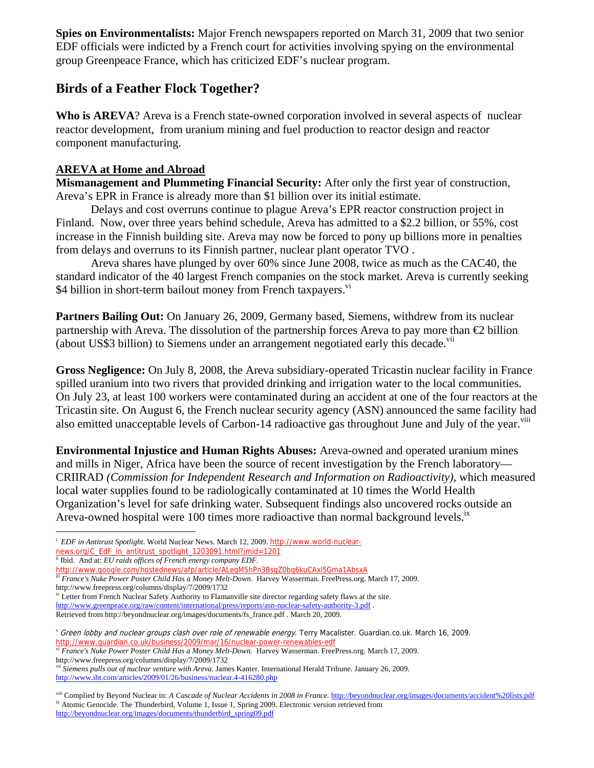**Spies on Environmentalists:** Major French newspapers reported on March 31, 2009 that two senior EDF officials were indicted by a French court for activities involving spying on the environmental group Greenpeace France, which has criticized EDF's nuclear program.

## Birds of a Feather Flock Together?

**Who is AREVA**? Areva is a French state-owned corporation involved in several aspects of nuclear reactor development, from uranium mining and fuel production to reactor design and reactor component manufacturing.

### AREVA at Home and Abroad

**Mismanagement and Plummeting Financial Security:** After only the first year of construction, Areva's EPR in France is already more than $1 billion over its initial estimate.

Delays and cost overruns continue to plague Areva's EPR reactor construction project in Finland. Now, over three years behind schedule, Areva has admitted to a $2.2 billion, or 55%, cost increase in the Finnish building site. Areva may now be forced to pony up billions more in penalties from delays and overruns to its Finnish partner, nuclear plant operator TVO .

Areva shares have plunged by over 60% since June 2008, twice as much as the CAC40, the standard indicator of the 40 largest French companies on the stock market. Areva is currently seeking $4 billion in short-term bailout money from French taxpayers.[vi]

**Partners Bailing Out:** On January 26, 2009, Germany based, Siemens, withdrew from its nuclear partnership with Areva. The dissolution of the partnership forces Areva to pay more than €2 billion (about US$3 billion) to Siemens under an arrangement negotiated early this decade.[vii]

**Gross Negligence:** On July 8, 2008, the Areva subsidiary-operated Tricastin nuclear facility in France spilled uranium into two rivers that provided drinking and irrigation water to the local communities. On July 23, at least 100 workers were contaminated during an accident at one of the four reactors at the Tricastin site. On August 6, the French nuclear security agency (ASN) announced the same facility had also emitted unacceptable levels of Carbon-14 radioactive gas throughout June and July of the year.[viii]

**Environmental Injustice and Human Rights Abuses:** Areva-owned and operated uranium mines and mills in Niger, Africa have been the source of recent investigation by the French laboratory—CRIIRAD *(Commission for Independent Research and Information on Radioactivity)*, which measured local water supplies found to be radiologically contaminated at 10 times the World Health Organization's level for safe drinking water. Subsequent findings also uncovered rocks outside an Areva-owned hospital were 100 times more radioactive than normal background levels.[ix]

---

[i] *EDF in Antitrust Spotlight*. World Nuclear News. March 12, 2009. http://www.world-nuclear-news.org/C_EdF_in_antitrust_spotlight_1203091.html?jmid=1201

[ii] Ibid. And at: *EU raids offices of French energy company EDF*. http://www.google.com/hostednews/afp/article/ALeqM5hPn3BsgZ0bq6kuCAxl5Gma1AbsxA

[iii] *France's Nuke Power Poster Child Has a Money Melt-Down.* Harvey Wasserman. FreePress.org. March 17, 2009. http://www.freepress.org/columns/display/7/2009/1732

[iv] Letter from French Nuclear Safety Authority to Flamanville site director regarding safety flaws at the site. http://www.greenpeace.org/raw/content/international/press/reports/asn-nuclear-safety-authority-3.pdf . Retrieved from http://beyondnuclear.org/images/documents/fs_france.pdf . March 20, 2009.

[v] *Green lobby and nuclear groups clash over role of renewable energy.* Terry Macalister. Guardian.co.uk. March 16, 2009. http://www.guardian.co.uk/business/2009/mar/16/nuclear-power-renewables-edf

[vi] *France's Nuke Power Poster Child Has a Money Melt-Down.* Harvey Wasserman. FreePress.org. March 17, 2009. http://www.freepress.org/columns/display/7/2009/1732

[vii] *Siemens pulls out of nuclear venture with Areva*. James Kanter. International Herald Tribune. January 26, 2009. http://www.iht.com/articles/2009/01/26/business/nuclear.4-416280.php

[viii] Complied by Beyond Nuclear in: *A Cascade of Nuclear Accidents in 2008 in France.* http://beyondnuclear.org/images/documents/accident%20lists.pdf

[ix] Atomic Genocide. The Thunderbird, Volume 1, Issue 1, Spring 2009. Electronic version retrieved from http://beyondnuclear.org/images/documents/thunderbird_spring09.pdf